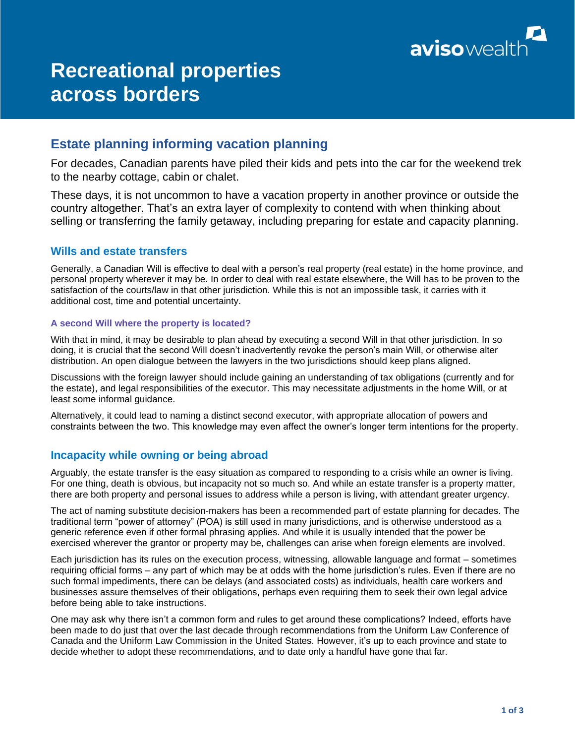# Recreational properties across borders

## Estate planning informing vacation planning

For decades, Canadian parents have piled their kids and pets into the car for the weekend trek to the nearby cottage, cabin or chalet.

These days, it is not uncommon to have a vacation property in another province or outside the country altogether. That's an extra layer of complexity to contend with when thinking about selling or transferring the family getaway, including preparing for estate and capacity planning.

### Wills and estate transfers

Generally, a Canadian Will is effective to deal with a person's real property (real estate) in the home province, and personal property wherever it may be. In order to deal with real estate elsewhere, the Will has to be proven to the satisfaction of the courts/law in that other jurisdiction. While this is not an impossible task, it carries with it additional cost, time and potential uncertainty.

#### A second Will where the property is located?

With that in mind, it may be desirable to plan ahead by executing a second Will in that other jurisdiction. In so doing, it is crucial that the second Will doesn't inadvertently revoke the person's main Will, or otherwise alter distribution. An open dialogue between the lawyers in the two jurisdictions should keep plans aligned.

Discussions with the foreign lawyer should include gaining an understanding of tax obligations (currently and for the estate), and legal responsibilities of the executor. This may necessitate adjustments in the home Will, or at least some informal guidance.

Alternatively, it could lead to naming a distinct second executor, with appropriate allocation of powers and constraints between the two. This knowledge may even affect the owner's longer term intentions for the property.

### Incapacity while owning or being abroad

Arguably, the estate transfer is the easy situation as compared to responding to a crisis while an owner is living. For one thing, death is obvious, but incapacity not so much. And while an estate transfer is a property matter, there are both property and personal issues to address while a person is living, with attendant greater urgency.

The act of naming substitute decision-makers has been a recommended part of estate planning for decades. The traditional term "power of attorney" (POA) is still used in many jurisdictions, and is otherwise understood as a generic reference even if other formal phrasing applies. And while it is usually intended that the power be exercised wherever the grantor or property may be, challenges can arise when foreign elements are involved.

Each jurisdiction has its rules on the execution process, witnessing, allowable language and format – sometimes requiring official forms – any part of which may be at odds with the home jurisdiction's rules. Even if there are no such formal impediments, there can be delays (and associated costs) as individuals, health care workers and businesses assure themselves of their obligations, perhaps even requiring them to seek their own legal advice before being able to take instructions.

One may ask why there isn't a common form and rules to get around these complications? Indeed, efforts have been made to do just that over the last decade through recommendations from the Uniform Law Conference of Canada and the Uniform Law Commission in the United States. However, it's up to each province and state to decide whether to adopt these recommendations, and to date only a handful have gone that far.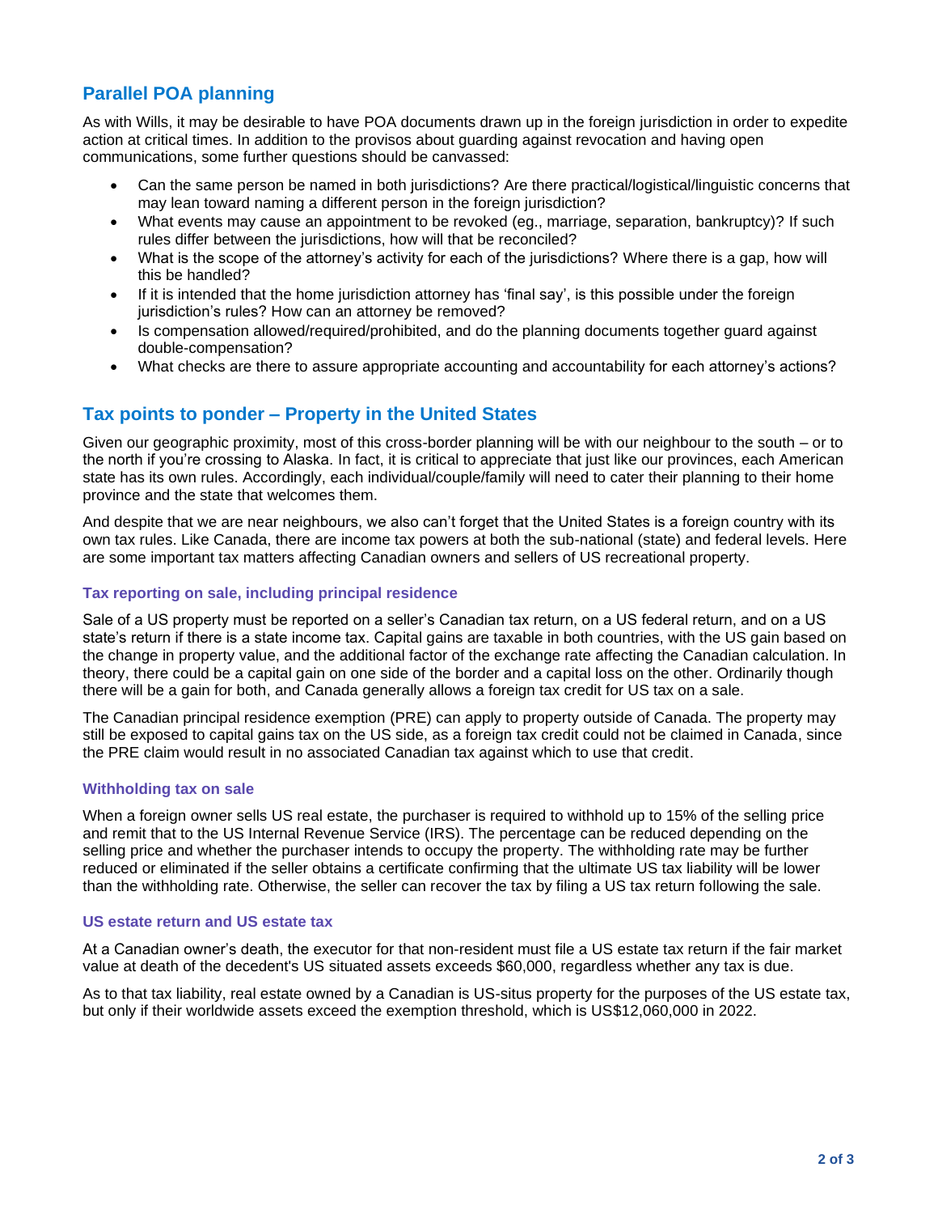## Parallel POA planning

As with Wills, it may be desirable to have POA documents drawn up in the foreign jurisdiction in order to expedite action at critical times. In addition to the provisos about guarding against revocation and having open communications, some further questions should be canvassed:

- Can the same person be named in both jurisdictions? Are there practical/logistical/linguistic concerns that may lean toward naming a different person in the foreign jurisdiction?
- What events may cause an appointment to be revoked (eg., marriage, separation, bankruptcy)? If such rules differ between the jurisdictions, how will that be reconciled?
- What is the scope of the attorney's activity for each of the jurisdictions? Where there is a gap, how will this be handled?
- If it is intended that the home jurisdiction attorney has 'final say', is this possible under the foreign jurisdiction's rules? How can an attorney be removed?
- Is compensation allowed/required/prohibited, and do the planning documents together guard against double-compensation?
- What checks are there to assure appropriate accounting and accountability for each attorney's actions?

## Tax points to ponder – Property in the United States

Given our geographic proximity, most of this cross-border planning will be with our neighbour to the south – or to the north if you're crossing to Alaska. In fact, it is critical to appreciate that just like our provinces, each American state has its own rules. Accordingly, each individual/couple/family will need to cater their planning to their home province and the state that welcomes them.

And despite that we are near neighbours, we also can't forget that the United States is a foreign country with its own tax rules. Like Canada, there are income tax powers at both the sub-national (state) and federal levels. Here are some important tax matters affecting Canadian owners and sellers of US recreational property.

### Tax reporting on sale, including principal residence

Sale of a US property must be reported on a seller's Canadian tax return, on a US federal return, and on a US state's return if there is a state income tax. Capital gains are taxable in both countries, with the US gain based on the change in property value, and the additional factor of the exchange rate affecting the Canadian calculation. In theory, there could be a capital gain on one side of the border and a capital loss on the other. Ordinarily though there will be a gain for both, and Canada generally allows a foreign tax credit for US tax on a sale.

The Canadian principal residence exemption (PRE) can apply to property outside of Canada. The property may still be exposed to capital gains tax on the US side, as a foreign tax credit could not be claimed in Canada, since the PRE claim would result in no associated Canadian tax against which to use that credit.

### Withholding tax on sale

When a foreign owner sells US real estate, the purchaser is required to withhold up to 15% of the selling price and remit that to the US Internal Revenue Service (IRS). The percentage can be reduced depending on the selling price and whether the purchaser intends to occupy the property. The withholding rate may be further reduced or eliminated if the seller obtains a certificate confirming that the ultimate US tax liability will be lower than the withholding rate. Otherwise, the seller can recover the tax by filing a US tax return following the sale.

### US estate return and US estate tax

At a Canadian owner's death, the executor for that non-resident must file a US estate tax return if the fair market value at death of the decedent's US situated assets exceeds $60,000, regardless whether any tax is due.

As to that tax liability, real estate owned by a Canadian is US-situs property for the purposes of the US estate tax, but only if their worldwide assets exceed the exemption threshold, which is US$12,060,000 in 2022.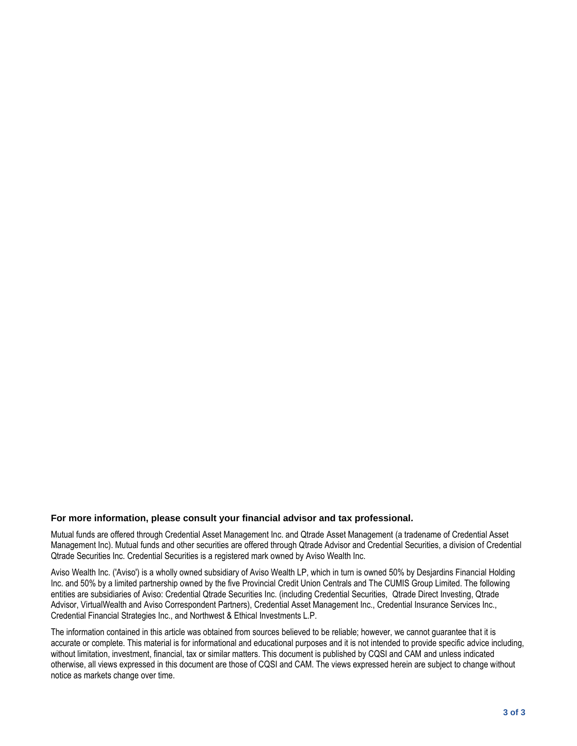**For more information, please consult your financial advisor and tax professional.**

Mutual funds are offered through Credential Asset Management Inc. and Qtrade Asset Management (a tradename of Credential Asset Management Inc). Mutual funds and other securities are offered through Qtrade Advisor and Credential Securities, a division of Credential Qtrade Securities Inc. Credential Securities is a registered mark owned by Aviso Wealth Inc.

Aviso Wealth Inc. ('Aviso') is a wholly owned subsidiary of Aviso Wealth LP, which in turn is owned 50% by Desjardins Financial Holding Inc. and 50% by a limited partnership owned by the five Provincial Credit Union Centrals and The CUMIS Group Limited. The following entities are subsidiaries of Aviso: Credential Qtrade Securities Inc. (including Credential Securities, Qtrade Direct Investing, Qtrade Advisor, VirtualWealth and Aviso Correspondent Partners), Credential Asset Management Inc., Credential Insurance Services Inc., Credential Financial Strategies Inc., and Northwest & Ethical Investments L.P.

The information contained in this article was obtained from sources believed to be reliable; however, we cannot guarantee that it is accurate or complete. This material is for informational and educational purposes and it is not intended to provide specific advice including, without limitation, investment, financial, tax or similar matters. This document is published by CQSI and CAM and unless indicated otherwise, all views expressed in this document are those of CQSI and CAM. The views expressed herein are subject to change without notice as markets change over time.